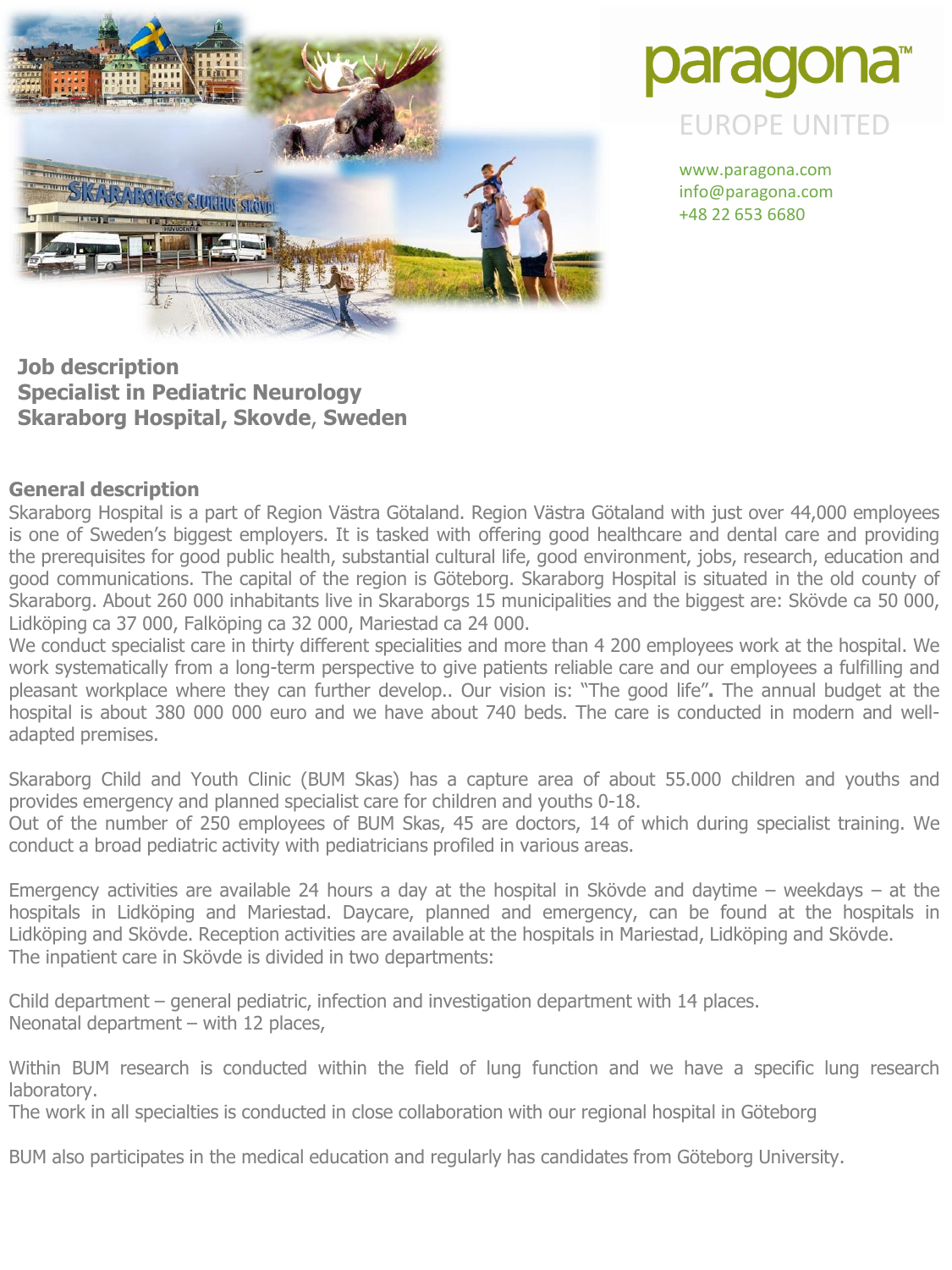paragona™

EUROPE UNITED

www.paragona.com
info@paragona.com
+48 22 653 6680

# Job description
# Specialist in Pediatric Neurology
# Skaraborg Hospital, Skovde, Sweden

## General description

Skaraborg Hospital is a part of Region Västra Götaland. Region Västra Götaland with just over 44,000 employees is one of Sweden's biggest employers. It is tasked with offering good healthcare and dental care and providing the prerequisites for good public health, substantial cultural life, good environment, jobs, research, education and good communications. The capital of the region is Göteborg. Skaraborg Hospital is situated in the old county of Skaraborg. About 260 000 inhabitants live in Skaraborgs 15 municipalities and the biggest are: Skövde ca 50 000, Lidköping ca 37 000, Falköping ca 32 000, Mariestad ca 24 000.
We conduct specialist care in thirty different specialities and more than 4 200 employees work at the hospital. We work systematically from a long-term perspective to give patients reliable care and our employees a fulfilling and pleasant workplace where they can further develop.. Our vision is: "The good life"**.** The annual budget at the hospital is about 380 000 000 euro and we have about 740 beds. The care is conducted in modern and well-adapted premises.

Skaraborg Child and Youth Clinic (BUM Skas) has a capture area of about 55.000 children and youths and provides emergency and planned specialist care for children and youths 0-18.
Out of the number of 250 employees of BUM Skas, 45 are doctors, 14 of which during specialist training. We conduct a broad pediatric activity with pediatricians profiled in various areas.

Emergency activities are available 24 hours a day at the hospital in Skövde and daytime – weekdays – at the hospitals in Lidköping and Mariestad. Daycare, planned and emergency, can be found at the hospitals in Lidköping and Skövde. Reception activities are available at the hospitals in Mariestad, Lidköping and Skövde.
The inpatient care in Skövde is divided in two departments:

Child department – general pediatric, infection and investigation department with 14 places.
Neonatal department – with 12 places,

Within BUM research is conducted within the field of lung function and we have a specific lung research laboratory.
The work in all specialties is conducted in close collaboration with our regional hospital in Göteborg

BUM also participates in the medical education and regularly has candidates from Göteborg University.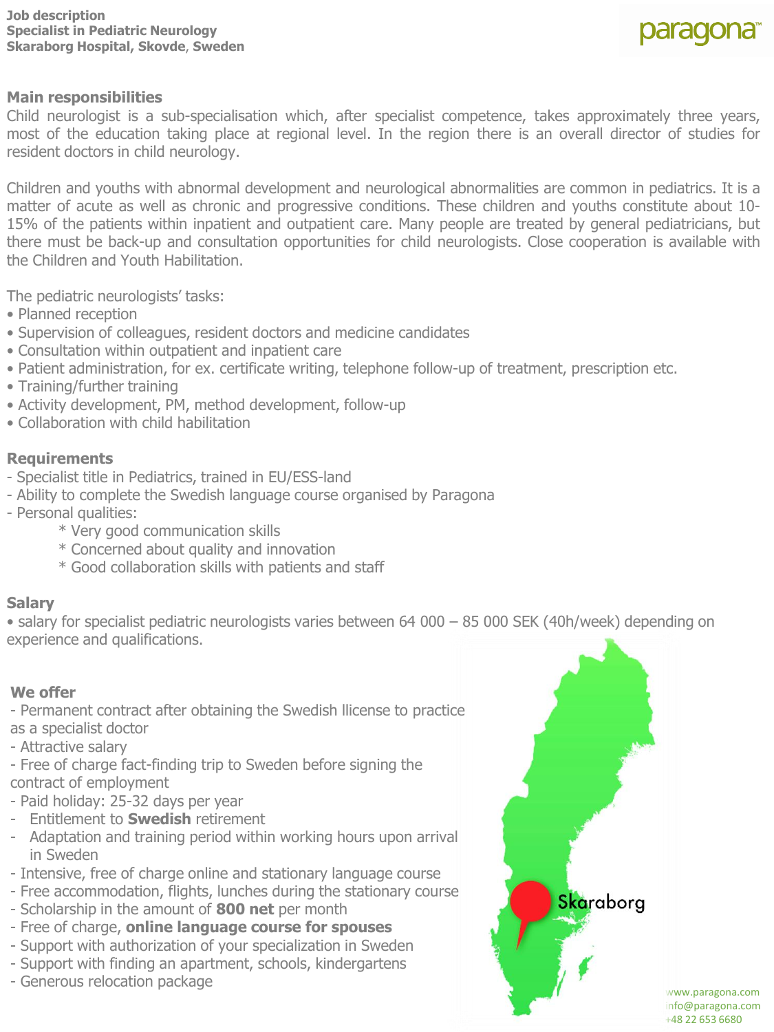**Job description**
**Specialist in Pediatric Neurology**
**Skaraborg Hospital, Skovde, Sweden**

paragona™

## Main responsibilities

Child neurologist is a sub-specialisation which, after specialist competence, takes approximately three years, most of the education taking place at regional level. In the region there is an overall director of studies for resident doctors in child neurology.

Children and youths with abnormal development and neurological abnormalities are common in pediatrics. It is a matter of acute as well as chronic and progressive conditions. These children and youths constitute about 10-15% of the patients within inpatient and outpatient care. Many people are treated by general pediatricians, but there must be back-up and consultation opportunities for child neurologists. Close cooperation is available with the Children and Youth Habilitation.

The pediatric neurologists' tasks:

- Planned reception
- Supervision of colleagues, resident doctors and medicine candidates
- Consultation within outpatient and inpatient care
- Patient administration, for ex. certificate writing, telephone follow-up of treatment, prescription etc.
- Training/further training
- Activity development, PM, method development, follow-up
- Collaboration with child habilitation

## Requirements

- Specialist title in Pediatrics, trained in EU/ESS-land
- Ability to complete the Swedish language course organised by Paragona
- Personal qualities:
  * Very good communication skills
  * Concerned about quality and innovation
  * Good collaboration skills with patients and staff

## Salary

- salary for specialist pediatric neurologists varies between 64 000 – 85 000 SEK (40h/week) depending on experience and qualifications.

## We offer

- Permanent contract after obtaining the Swedish llicense to practice as a specialist doctor
- Attractive salary
- Free of charge fact-finding trip to Sweden before signing the contract of employment
- Paid holiday: 25-32 days per year
- Entitlement to **Swedish** retirement
- Adaptation and training period within working hours upon arrival in Sweden
- Intensive, free of charge online and stationary language course
- Free accommodation, flights, lunches during the stationary course
- Scholarship in the amount of **800 net** per month
- Free of charge, **online language course for spouses**
- Support with authorization of your specialization in Sweden
- Support with finding an apartment, schools, kindergartens
- Generous relocation package

Skaraborg

www.paragona.com
info@paragona.com
+48 22 653 6680